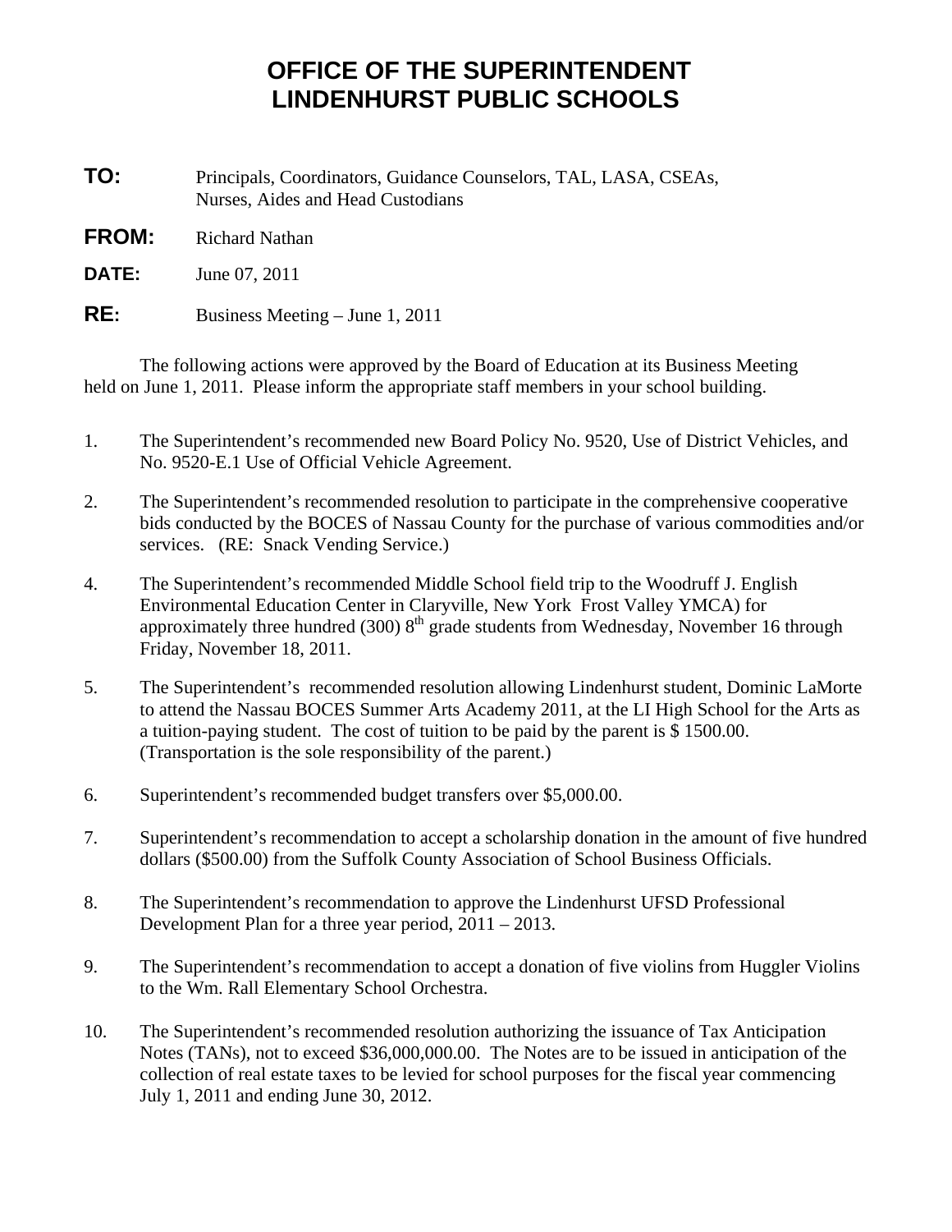# OFFICE OF THE SUPERINTENDENT
# LINDENHURST PUBLIC SCHOOLS

**TO:** Principals, Coordinators, Guidance Counselors, TAL, LASA, CSEAs, Nurses, Aides and Head Custodians

**FROM:** Richard Nathan

**DATE:** June 07, 2011

**RE:** Business Meeting – June 1, 2011

The following actions were approved by the Board of Education at its Business Meeting held on June 1, 2011. Please inform the appropriate staff members in your school building.

1. The Superintendent's recommended new Board Policy No. 9520, Use of District Vehicles, and No. 9520-E.1 Use of Official Vehicle Agreement.

2. The Superintendent's recommended resolution to participate in the comprehensive cooperative bids conducted by the BOCES of Nassau County for the purchase of various commodities and/or services. (RE: Snack Vending Service.)

4. The Superintendent's recommended Middle School field trip to the Woodruff J. English Environmental Education Center in Claryville, New York Frost Valley YMCA) for approximately three hundred (300) 8th grade students from Wednesday, November 16 through Friday, November 18, 2011.

5. The Superintendent's recommended resolution allowing Lindenhurst student, Dominic LaMorte to attend the Nassau BOCES Summer Arts Academy 2011, at the LI High School for the Arts as a tuition-paying student. The cost of tuition to be paid by the parent is $ 1500.00. (Transportation is the sole responsibility of the parent.)

6. Superintendent's recommended budget transfers over $5,000.00.

7. Superintendent's recommendation to accept a scholarship donation in the amount of five hundred dollars ($500.00) from the Suffolk County Association of School Business Officials.

8. The Superintendent's recommendation to approve the Lindenhurst UFSD Professional Development Plan for a three year period, 2011 – 2013.

9. The Superintendent's recommendation to accept a donation of five violins from Huggler Violins to the Wm. Rall Elementary School Orchestra.

10. The Superintendent's recommended resolution authorizing the issuance of Tax Anticipation Notes (TANs), not to exceed $36,000,000.00. The Notes are to be issued in anticipation of the collection of real estate taxes to be levied for school purposes for the fiscal year commencing July 1, 2011 and ending June 30, 2012.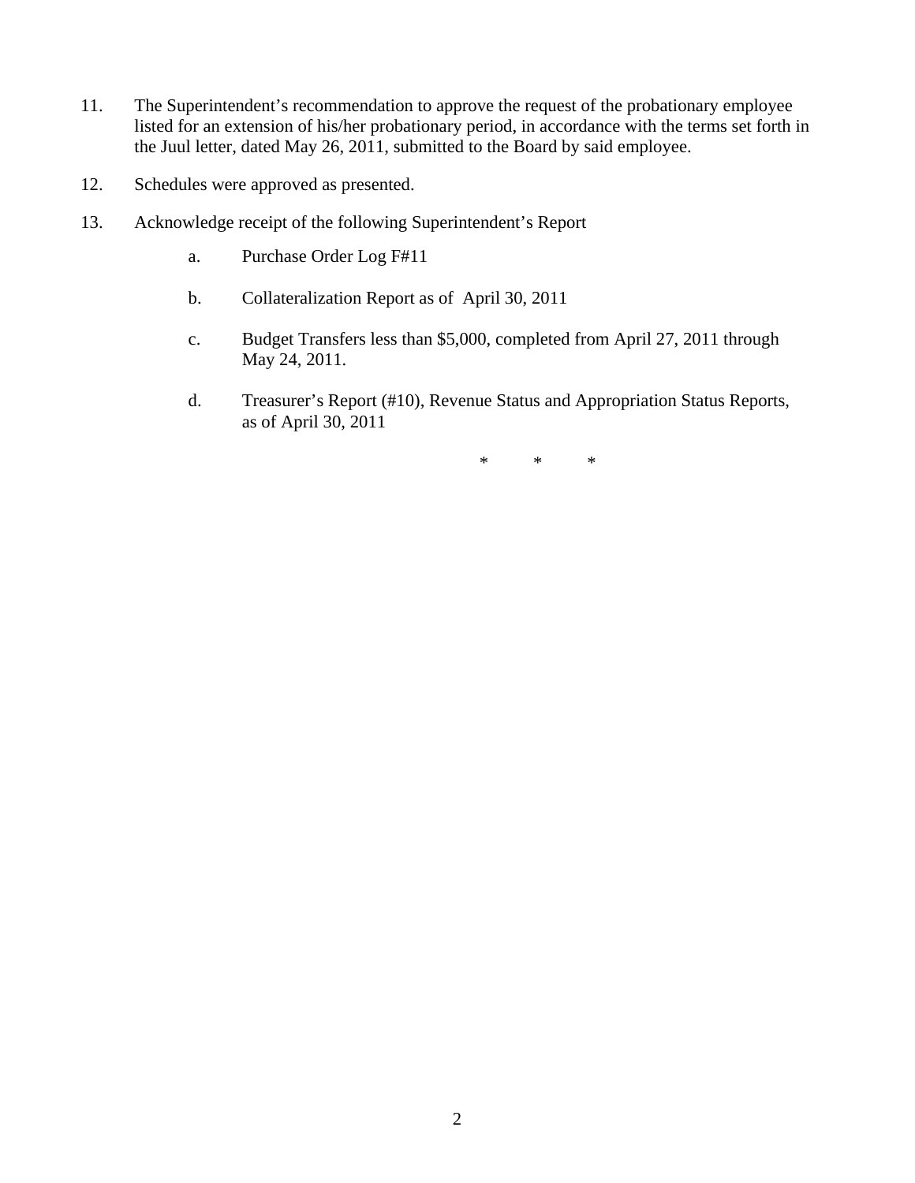11. The Superintendent's recommendation to approve the request of the probationary employee listed for an extension of his/her probationary period, in accordance with the terms set forth in the Juul letter, dated May 26, 2011, submitted to the Board by said employee.

12. Schedules were approved as presented.

13. Acknowledge receipt of the following Superintendent's Report

    a. Purchase Order Log F#11

    b. Collateralization Report as of April 30, 2011

    c. Budget Transfers less than $5,000, completed from April 27, 2011 through May 24, 2011.

    d. Treasurer's Report (#10), Revenue Status and Appropriation Status Reports, as of April 30, 2011

\* \* \*